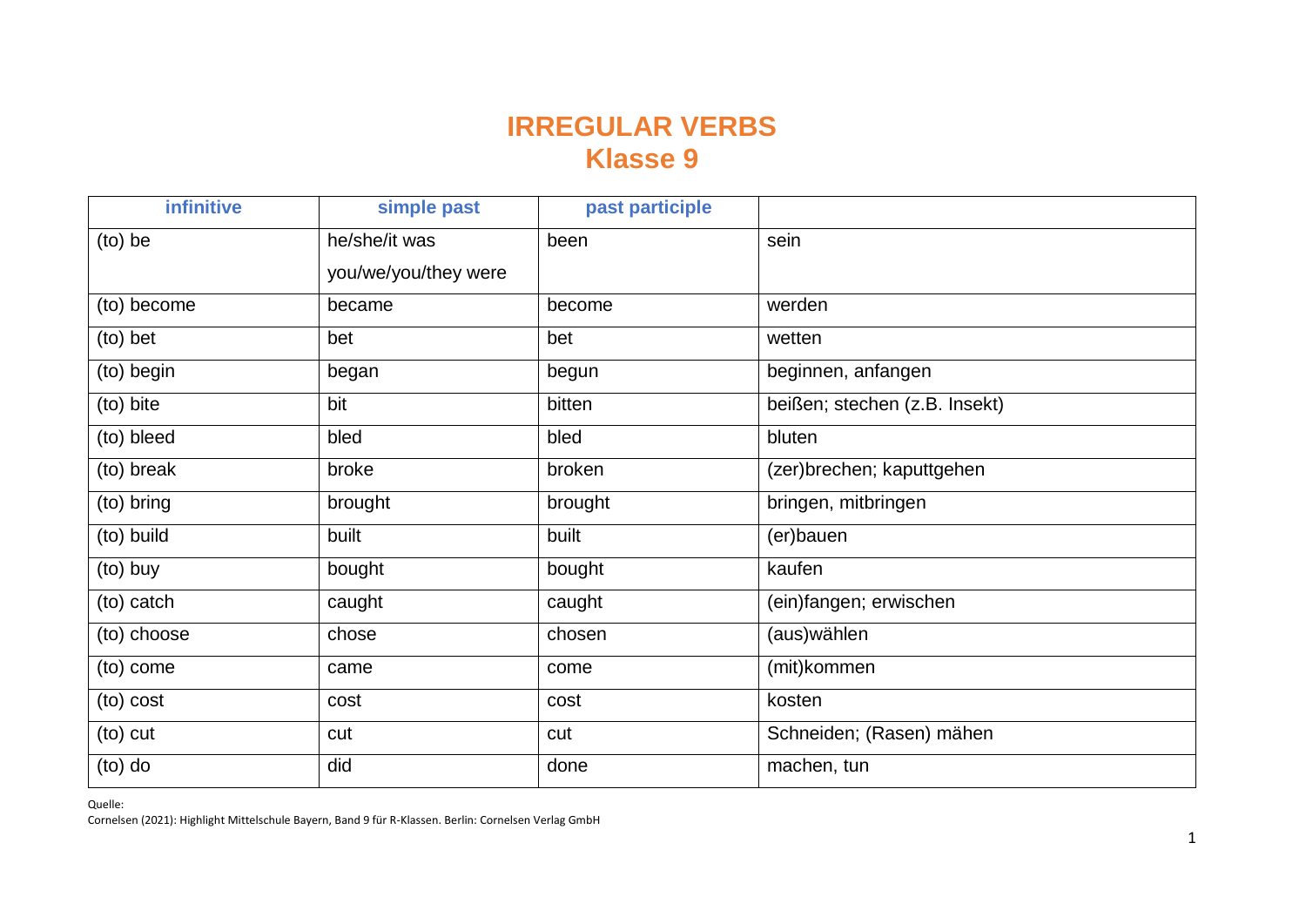# IRREGULAR VERBS
## Klasse 9

| infinitive | simple past | past participle | |
|---|---|---|---|
| (to) be | he/she/it was<br>you/we/you/they were | been | sein |
| (to) become | became | become | werden |
| (to) bet | bet | bet | wetten |
| (to) begin | began | begun | beginnen, anfangen |
| (to) bite | bit | bitten | beißen; stechen (z.B. Insekt) |
| (to) bleed | bled | bled | bluten |
| (to) break | broke | broken | (zer)brechen; kaputtgehen |
| (to) bring | brought | brought | bringen, mitbringen |
| (to) build | built | built | (er)bauen |
| (to) buy | bought | bought | kaufen |
| (to) catch | caught | caught | (ein)fangen; erwischen |
| (to) choose | chose | chosen | (aus)wählen |
| (to) come | came | come | (mit)kommen |
| (to) cost | cost | cost | kosten |
| (to) cut | cut | cut | Schneiden; (Rasen) mähen |
| (to) do | did | done | machen, tun |

Quelle:
Cornelsen (2021): Highlight Mittelschule Bayern, Band 9 für R-Klassen. Berlin: Cornelsen Verlag GmbH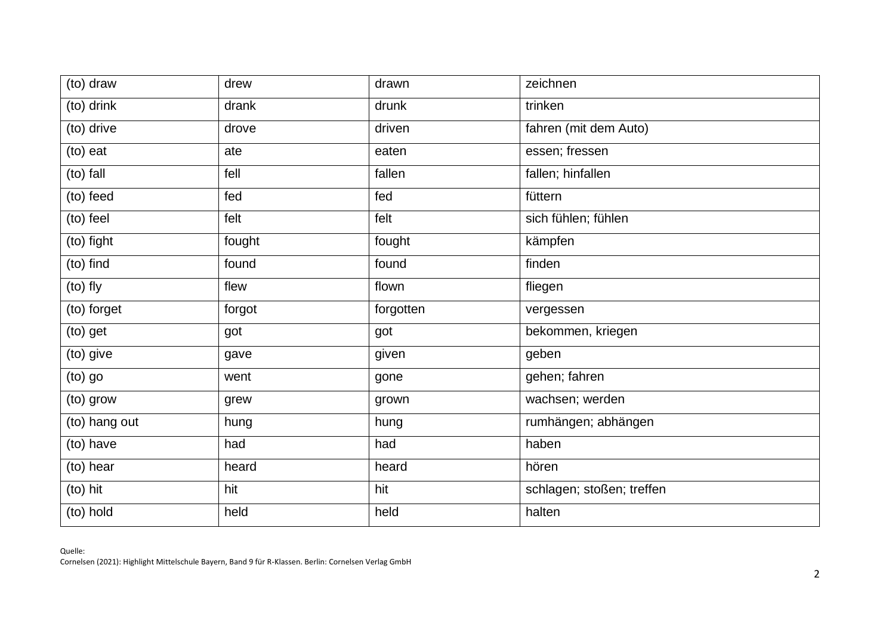| (to) draw | drew | drawn | zeichnen |
|---|---|---|---|
| (to) drink | drank | drunk | trinken |
| (to) drive | drove | driven | fahren (mit dem Auto) |
| (to) eat | ate | eaten | essen; fressen |
| (to) fall | fell | fallen | fallen; hinfallen |
| (to) feed | fed | fed | füttern |
| (to) feel | felt | felt | sich fühlen; fühlen |
| (to) fight | fought | fought | kämpfen |
| (to) find | found | found | finden |
| (to) fly | flew | flown | fliegen |
| (to) forget | forgot | forgotten | vergessen |
| (to) get | got | got | bekommen, kriegen |
| (to) give | gave | given | geben |
| (to) go | went | gone | gehen; fahren |
| (to) grow | grew | grown | wachsen; werden |
| (to) hang out | hung | hung | rumhängen; abhängen |
| (to) have | had | had | haben |
| (to) hear | heard | heard | hören |
| (to) hit | hit | hit | schlagen; stoßen; treffen |
| (to) hold | held | held | halten |

Quelle:
Cornelsen (2021): Highlight Mittelschule Bayern, Band 9 für R-Klassen. Berlin: Cornelsen Verlag GmbH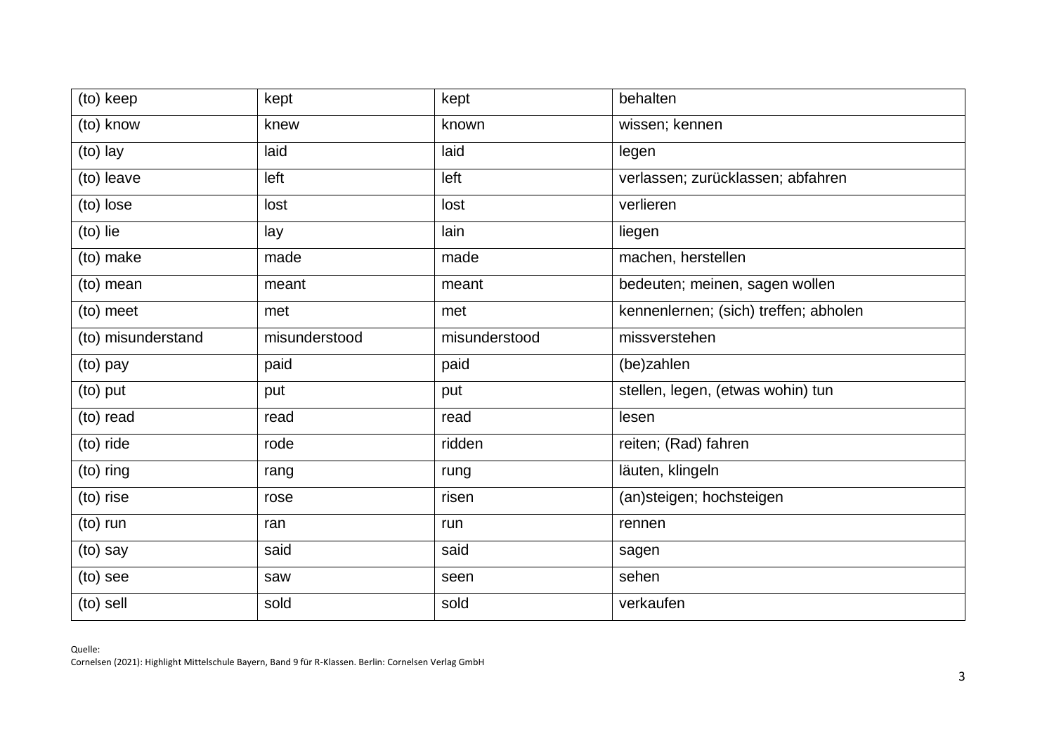| (to) keep | kept | kept | behalten |
|---|---|---|---|
| (to) know | knew | known | wissen; kennen |
| (to) lay | laid | laid | legen |
| (to) leave | left | left | verlassen; zurücklassen; abfahren |
| (to) lose | lost | lost | verlieren |
| (to) lie | lay | lain | liegen |
| (to) make | made | made | machen, herstellen |
| (to) mean | meant | meant | bedeuten; meinen, sagen wollen |
| (to) meet | met | met | kennenlernen; (sich) treffen; abholen |
| (to) misunderstand | misunderstood | misunderstood | missverstehen |
| (to) pay | paid | paid | (be)zahlen |
| (to) put | put | put | stellen, legen, (etwas wohin) tun |
| (to) read | read | read | lesen |
| (to) ride | rode | ridden | reiten; (Rad) fahren |
| (to) ring | rang | rung | läuten, klingeln |
| (to) rise | rose | risen | (an)steigen; hochsteigen |
| (to) run | ran | run | rennen |
| (to) say | said | said | sagen |
| (to) see | saw | seen | sehen |
| (to) sell | sold | sold | verkaufen |

Quelle:
Cornelsen (2021): Highlight Mittelschule Bayern, Band 9 für R-Klassen. Berlin: Cornelsen Verlag GmbH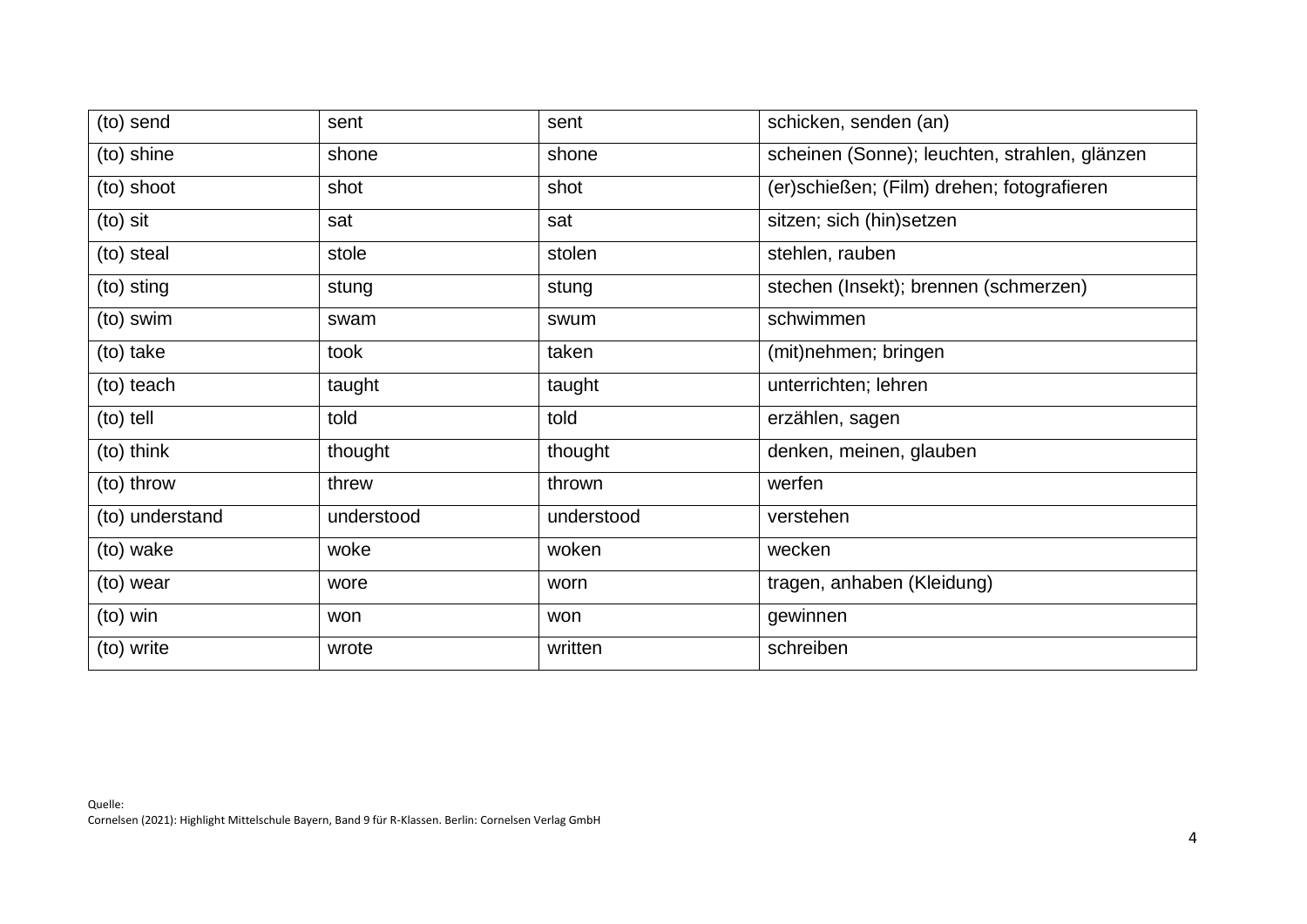| | | | |
|---|---|---|---|
| (to) send | sent | sent | schicken, senden (an) |
| (to) shine | shone | shone | scheinen (Sonne); leuchten, strahlen, glänzen |
| (to) shoot | shot | shot | (er)schießen; (Film) drehen; fotografieren |
| (to) sit | sat | sat | sitzen; sich (hin)setzen |
| (to) steal | stole | stolen | stehlen, rauben |
| (to) sting | stung | stung | stechen (Insekt); brennen (schmerzen) |
| (to) swim | swam | swum | schwimmen |
| (to) take | took | taken | (mit)nehmen; bringen |
| (to) teach | taught | taught | unterrichten; lehren |
| (to) tell | told | told | erzählen, sagen |
| (to) think | thought | thought | denken, meinen, glauben |
| (to) throw | threw | thrown | werfen |
| (to) understand | understood | understood | verstehen |
| (to) wake | woke | woken | wecken |
| (to) wear | wore | worn | tragen, anhaben (Kleidung) |
| (to) win | won | won | gewinnen |
| (to) write | wrote | written | schreiben |

Quelle:
Cornelsen (2021): Highlight Mittelschule Bayern, Band 9 für R-Klassen. Berlin: Cornelsen Verlag GmbH